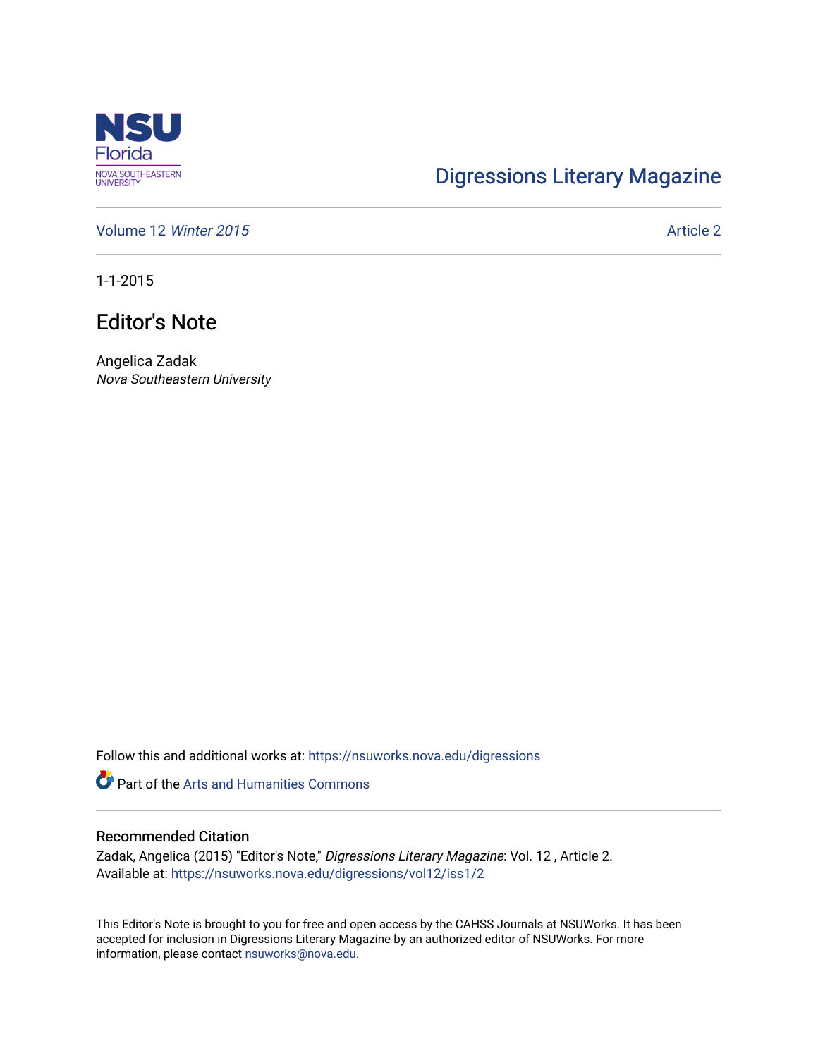NSU Florida
NOVA SOUTHEASTERN UNIVERSITY

Digressions Literary Magazine

Volume 12 *Winter 2015*

Article 2

1-1-2015

# Editor's Note

Angelica Zadak
*Nova Southeastern University*

Follow this and additional works at: https://nsuworks.nova.edu/digressions

Part of the Arts and Humanities Commons

## Recommended Citation

Zadak, Angelica (2015) "Editor's Note," *Digressions Literary Magazine*: Vol. 12 , Article 2.
Available at: https://nsuworks.nova.edu/digressions/vol12/iss1/2

This Editor's Note is brought to you for free and open access by the CAHSS Journals at NSUWorks. It has been accepted for inclusion in Digressions Literary Magazine by an authorized editor of NSUWorks. For more information, please contact nsuworks@nova.edu.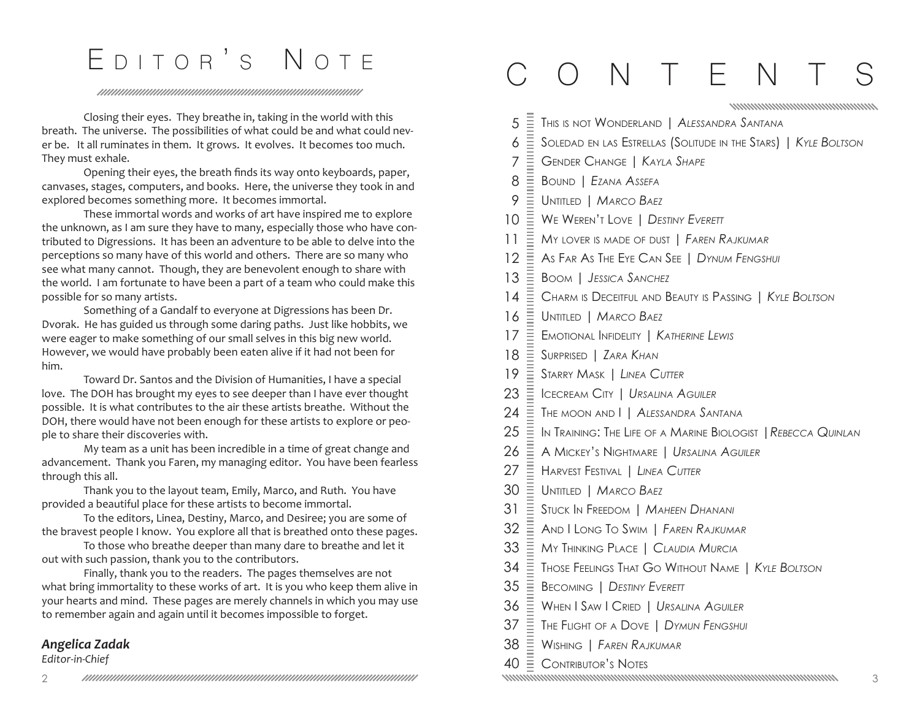# Editor's Note

Closing their eyes. They breathe in, taking in the world with this breath. The universe. The possibilities of what could be and what could never be. It all ruminates in them. It grows. It evolves. It becomes too much. They must exhale.

Opening their eyes, the breath finds its way onto keyboards, paper, canvases, stages, computers, and books. Here, the universe they took in and explored becomes something more. It becomes immortal.

These immortal words and works of art have inspired me to explore the unknown, as I am sure they have to many, especially those who have contributed to Digressions. It has been an adventure to be able to delve into the perceptions so many have of this world and others. There are so many who see what many cannot. Though, they are benevolent enough to share with the world. I am fortunate to have been a part of a team who could make this possible for so many artists.

Something of a Gandalf to everyone at Digressions has been Dr. Dvorak. He has guided us through some daring paths. Just like hobbits, we were eager to make something of our small selves in this big new world. However, we would have probably been eaten alive if it had not been for him.

Toward Dr. Santos and the Division of Humanities, I have a special love. The DOH has brought my eyes to see deeper than I have ever thought possible. It is what contributes to the air these artists breathe. Without the DOH, there would have not been enough for these artists to explore or people to share their discoveries with.

My team as a unit has been incredible in a time of great change and advancement. Thank you Faren, my managing editor. You have been fearless through this all.

Thank you to the layout team, Emily, Marco, and Ruth. You have provided a beautiful place for these artists to become immortal.

To the editors, Linea, Destiny, Marco, and Desiree; you are some of the bravest people I know. You explore all that is breathed onto these pages.

To those who breathe deeper than many dare to breathe and let it out with such passion, thank you to the contributors.

Finally, thank you to the readers. The pages themselves are not what bring immortality to these works of art. It is you who keep them alive in your hearts and mind. These pages are merely channels in which you may use to remember again and again until it becomes impossible to forget.

***Angelica Zadak***
*Editor-in-Chief*

# Contents

- 5 This is not Wonderland | *Alessandra Santana*
- 6 Soledad en las Estrellas (Solitude in the Stars) | *Kyle Boltson*
- 7 Gender Change | *Kayla Shape*
- 8 Bound | *Ezana Assefa*
- 9 Untitled | *Marco Baez*
- 10 We Weren't Love | *Destiny Everett*
- 11 My lover is made of dust | *Faren Rajkumar*
- 12 As Far As The Eye Can See | *Dynum Fengshui*
- 13 Boom | *Jessica Sanchez*
- 14 Charm is Deceitful and Beauty is Passing | *Kyle Boltson*
- 16 Untitled | *Marco Baez*
- 17 Emotional Infidelity | *Katherine Lewis*
- 18 Surprised | *Zara Khan*
- 19 Starry Mask | *Linea Cutter*
- 23 Icecream City | *Ursalina Aguiler*
- 24 The moon and I | *Alessandra Santana*
- 25 In Training: The Life of a Marine Biologist | *Rebecca Quinlan*
- 26 A Mickey's Nightmare | *Ursalina Aguiler*
- 27 Harvest Festival | *Linea Cutter*
- 30 Untitled | *Marco Baez*
- 31 Stuck In Freedom | *Maheen Dhanani*
- 32 And I Long To Swim | *Faren Rajkumar*
- 33 My Thinking Place | *Claudia Murcia*
- 34 Those Feelings That Go Without Name | *Kyle Boltson*
- 35 Becoming | *Destiny Everett*
- 36 When I Saw I Cried | *Ursalina Aguiler*
- 37 The Flight of a Dove | *Dymun Fengshui*
- 38 Wishing | *Faren Rajkumar*
- 40 Contributor's Notes